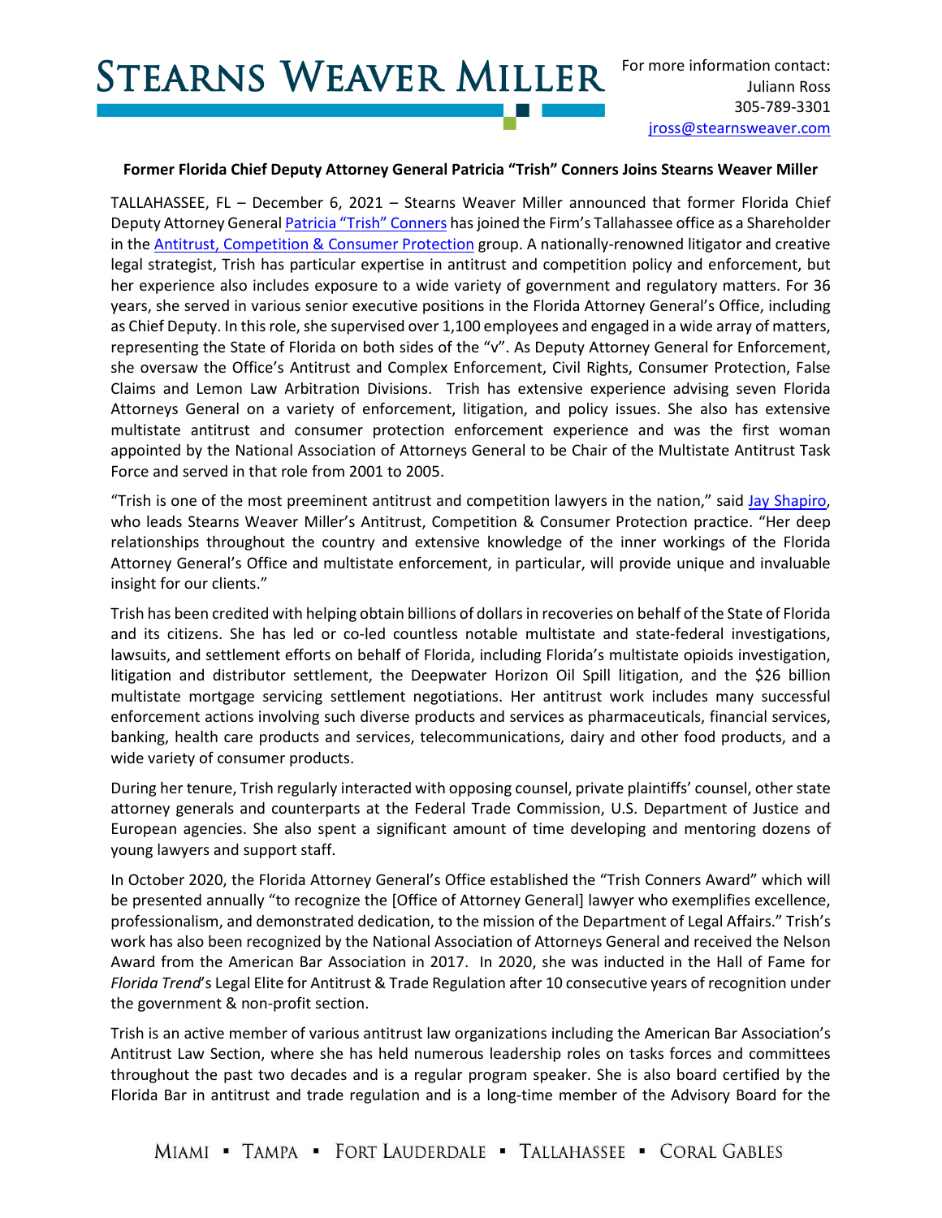STEARNS WEAVER MILLER

For more information contact:
Juliann Ross
305-789-3301
jross@stearnsweaver.com

**Former Florida Chief Deputy Attorney General Patricia "Trish" Conners Joins Stearns Weaver Miller**

TALLAHASSEE, FL – December 6, 2021 – Stearns Weaver Miller announced that former Florida Chief Deputy Attorney General Patricia "Trish" Conners has joined the Firm's Tallahassee office as a Shareholder in the Antitrust, Competition & Consumer Protection group. A nationally-renowned litigator and creative legal strategist, Trish has particular expertise in antitrust and competition policy and enforcement, but her experience also includes exposure to a wide variety of government and regulatory matters. For 36 years, she served in various senior executive positions in the Florida Attorney General's Office, including as Chief Deputy. In this role, she supervised over 1,100 employees and engaged in a wide array of matters, representing the State of Florida on both sides of the "v". As Deputy Attorney General for Enforcement, she oversaw the Office's Antitrust and Complex Enforcement, Civil Rights, Consumer Protection, False Claims and Lemon Law Arbitration Divisions. Trish has extensive experience advising seven Florida Attorneys General on a variety of enforcement, litigation, and policy issues. She also has extensive multistate antitrust and consumer protection enforcement experience and was the first woman appointed by the National Association of Attorneys General to be Chair of the Multistate Antitrust Task Force and served in that role from 2001 to 2005.

"Trish is one of the most preeminent antitrust and competition lawyers in the nation," said Jay Shapiro, who leads Stearns Weaver Miller's Antitrust, Competition & Consumer Protection practice. "Her deep relationships throughout the country and extensive knowledge of the inner workings of the Florida Attorney General's Office and multistate enforcement, in particular, will provide unique and invaluable insight for our clients."

Trish has been credited with helping obtain billions of dollars in recoveries on behalf of the State of Florida and its citizens. She has led or co-led countless notable multistate and state-federal investigations, lawsuits, and settlement efforts on behalf of Florida, including Florida's multistate opioids investigation, litigation and distributor settlement, the Deepwater Horizon Oil Spill litigation, and the $26 billion multistate mortgage servicing settlement negotiations. Her antitrust work includes many successful enforcement actions involving such diverse products and services as pharmaceuticals, financial services, banking, health care products and services, telecommunications, dairy and other food products, and a wide variety of consumer products.

During her tenure, Trish regularly interacted with opposing counsel, private plaintiffs' counsel, other state attorney generals and counterparts at the Federal Trade Commission, U.S. Department of Justice and European agencies. She also spent a significant amount of time developing and mentoring dozens of young lawyers and support staff.

In October 2020, the Florida Attorney General's Office established the "Trish Conners Award" which will be presented annually "to recognize the [Office of Attorney General] lawyer who exemplifies excellence, professionalism, and demonstrated dedication, to the mission of the Department of Legal Affairs." Trish's work has also been recognized by the National Association of Attorneys General and received the Nelson Award from the American Bar Association in 2017. In 2020, she was inducted in the Hall of Fame for *Florida Trend*'s Legal Elite for Antitrust & Trade Regulation after 10 consecutive years of recognition under the government & non-profit section.

Trish is an active member of various antitrust law organizations including the American Bar Association's Antitrust Law Section, where she has held numerous leadership roles on tasks forces and committees throughout the past two decades and is a regular program speaker. She is also board certified by the Florida Bar in antitrust and trade regulation and is a long-time member of the Advisory Board for the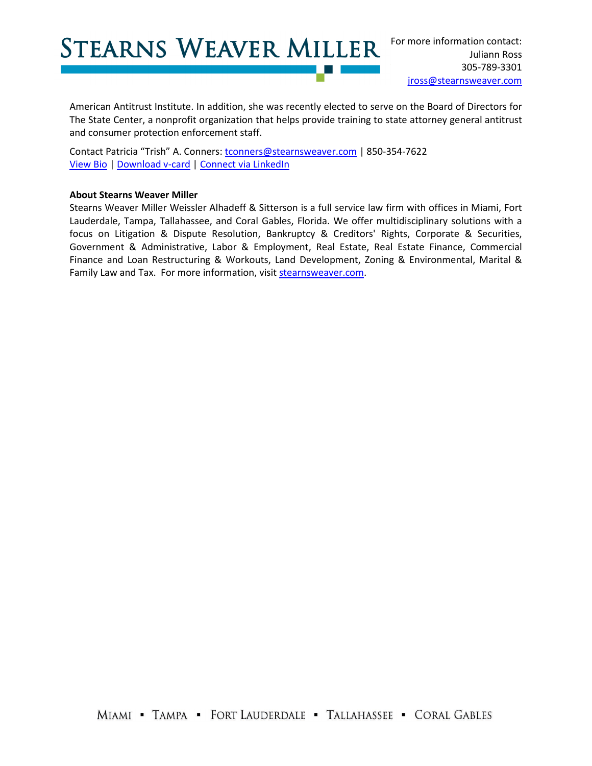American Antitrust Institute. In addition, she was recently elected to serve on the Board of Directors for The State Center, a nonprofit organization that helps provide training to state attorney general antitrust and consumer protection enforcement staff.

Contact Patricia "Trish" A. Conners: tconners@stearnsweaver.com | 850-354-7622
View Bio | Download v-card | Connect via LinkedIn

**About Stearns Weaver Miller**
Stearns Weaver Miller Weissler Alhadeff & Sitterson is a full service law firm with offices in Miami, Fort Lauderdale, Tampa, Tallahassee, and Coral Gables, Florida. We offer multidisciplinary solutions with a focus on Litigation & Dispute Resolution, Bankruptcy & Creditors' Rights, Corporate & Securities, Government & Administrative, Labor & Employment, Real Estate, Real Estate Finance, Commercial Finance and Loan Restructuring & Workouts, Land Development, Zoning & Environmental, Marital & Family Law and Tax. For more information, visit stearnsweaver.com.